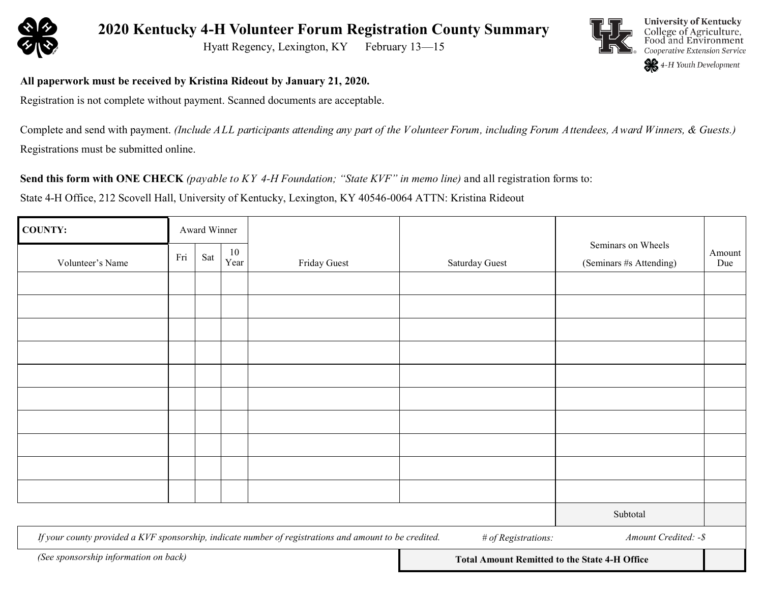# 2020 Kentucky 4-H Volunteer Forum Registration County Summary

Hyatt Regency, Lexington, KY  February 13—15

University of Kentucky
College of Agriculture, Food and Environment
Cooperative Extension Service
4-H Youth Development

**All paperwork must be received by Kristina Rideout by January 21, 2020.**

Registration is not complete without payment. Scanned documents are acceptable.

Complete and send with payment. *(Include ALL participants attending any part of the Volunteer Forum, including Forum Attendees, Award Winners, & Guests.)*

Registrations must be submitted online.

**Send this form with ONE CHECK** *(payable to KY 4-H Foundation; "State KVF" in memo line)* and all registration forms to:

State 4-H Office, 212 Scovell Hall, University of Kentucky, Lexington, KY 40546-0064 ATTN: Kristina Rideout

| **COUNTY:** | Award Winner | | | | | | |
|---|---|---|---|---|---|---|---|
| Volunteer's Name | Fri | Sat | 10 Year | Friday Guest | Saturday Guest | Seminars on Wheels (Seminars #s Attending) | Amount Due |
| | | | | | | | |
| | | | | | | | |
| | | | | | | | |
| | | | | | | | |
| | | | | | | | |
| | | | | | | | |
| | | | | | | | |
| | | | | | | | |
| | | | | | | | |
| | | | | | | | |
| | | | | | | Subtotal | |

*If your county provided a KVF sponsorship, indicate number of registrations and amount to be credited.*  *# of Registrations:*  *Amount Credited: -$*

*(See sponsorship information on back)*

| **Total Amount Remitted to the State 4-H Office** | |
|---|---|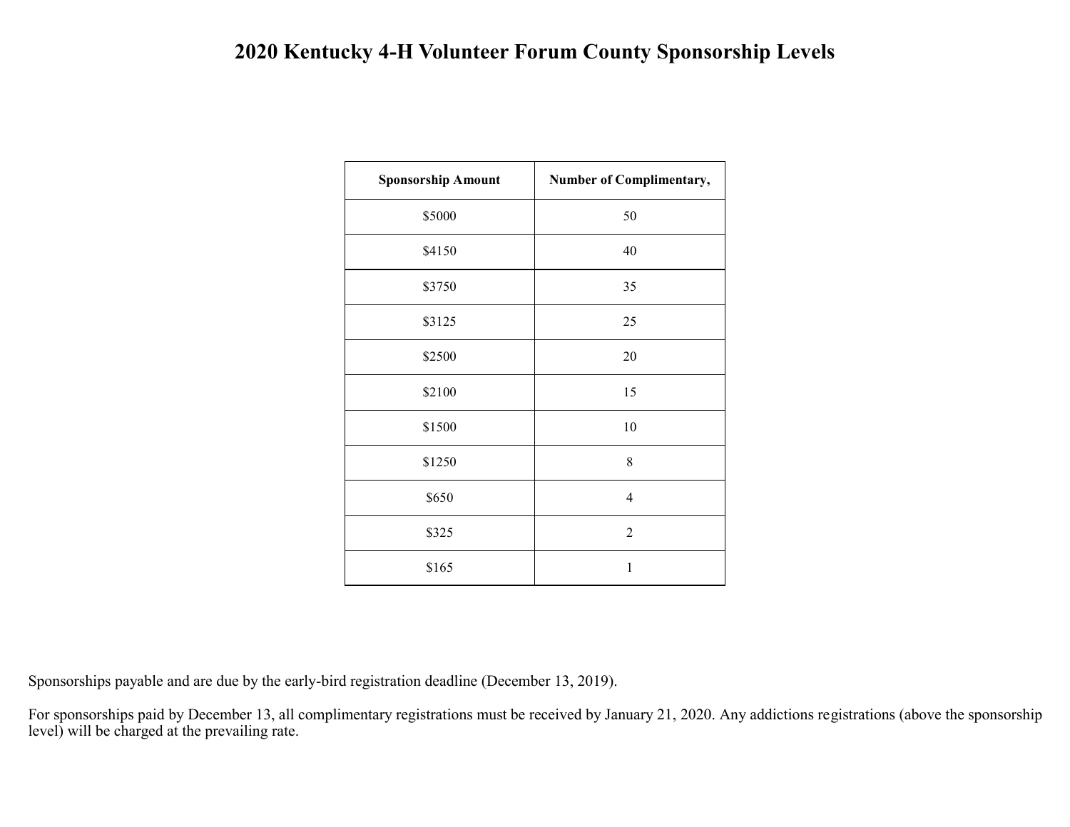# 2020 Kentucky 4-H Volunteer Forum County Sponsorship Levels

| Sponsorship Amount | Number of Complimentary, |
|---|---|
| $5000 | 50 |
| $4150 | 40 |
| $3750 | 35 |
| $3125 | 25 |
| $2500 | 20 |
| $2100 | 15 |
| $1500 | 10 |
| $1250 | 8 |
| $650 | 4 |
| $325 | 2 |
| $165 | 1 |

Sponsorships payable and are due by the early-bird registration deadline (December 13, 2019).

For sponsorships paid by December 13, all complimentary registrations must be received by January 21, 2020. Any addictions registrations (above the sponsorship level) will be charged at the prevailing rate.